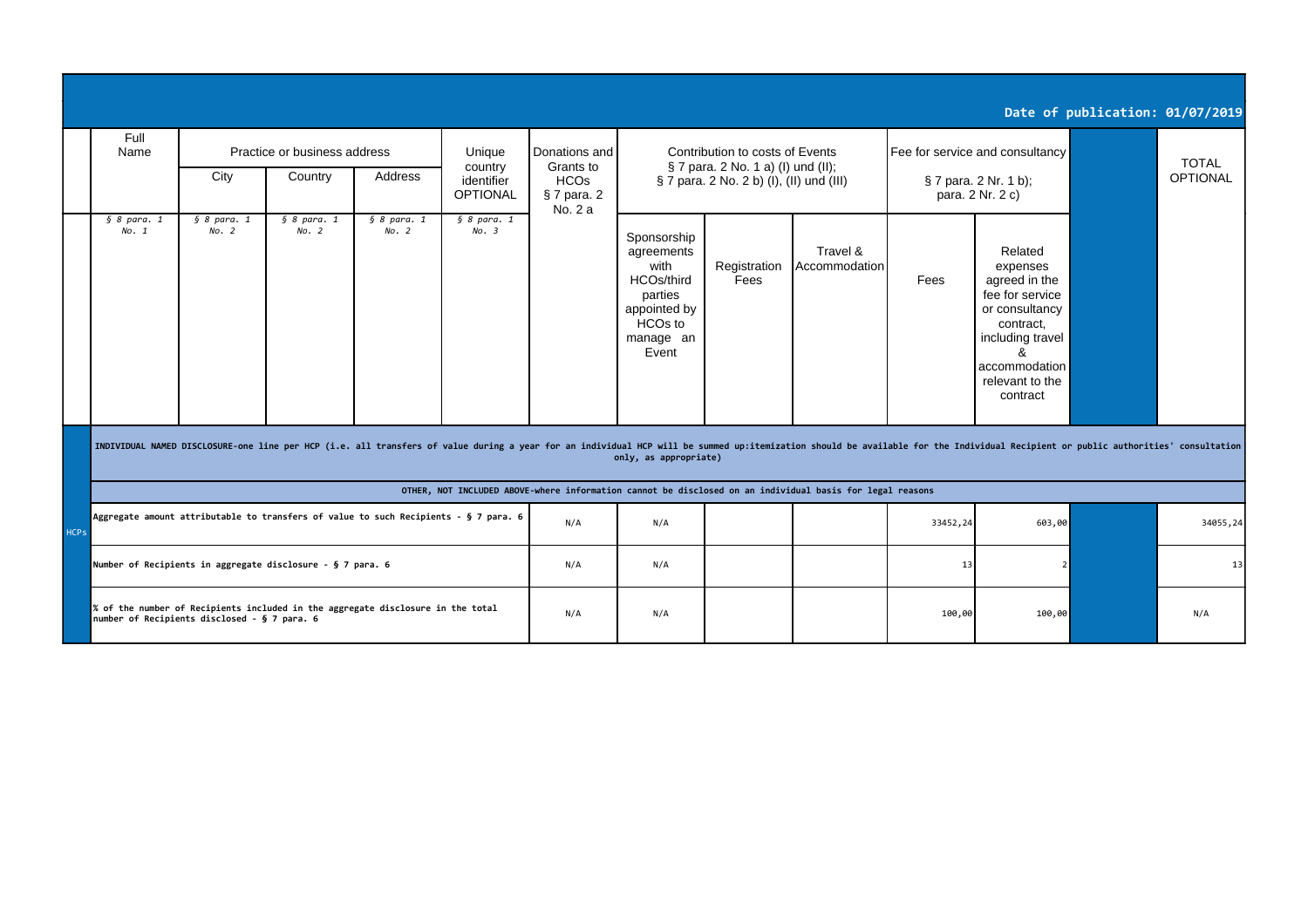**Date of publication: 01/07/2019**

| | Full Name | Practice or business address | | | Unique country identifier OPTIONAL | Donations and Grants to HCOs § 7 para. 2 No. 2 a | Contribution to costs of Events § 7 para. 2 No. 1 a) (I) und (II); § 7 para. 2 No. 2 b) (I), (II) und (III) | | | Fee for service and consultancy § 7 para. 2 Nr. 1 b); para. 2 Nr. 2 c) | | | TOTAL OPTIONAL |
|---|---|---|---|---|---|---|---|---|---|---|---|---|---|
| | | City | Country | Address | | | | | | | | | |
| | *§ 8 para. 1 No. 1* | *§ 8 para. 1 No. 2* | *§ 8 para. 1 No. 2* | *§ 8 para. 1 No. 2* | *§ 8 para. 1 No. 3* | | Sponsorship agreements with HCOs/third parties appointed by HCOs to manage an Event | Registration Fees | Travel & Accommodation | Fees | Related expenses agreed in the fee for service or consultancy contract, including travel & accommodation relevant to the contract | | |
| | **INDIVIDUAL NAMED DISCLOSURE-one line per HCP (i.e. all transfers of value during a year for an individual HCP will be summed up:itemization should be available for the Individual Recipient or public authorities' consultation only, as appropriate)** | | | | | | | | | | | | |
| | **OTHER, NOT INCLUDED ABOVE-where information cannot be disclosed on an individual basis for legal reasons** | | | | | | | | | | | | |
| HCPs | Aggregate amount attributable to transfers of value to such Recipients - § 7 para. 6 | | | | | N/A | N/A | | | 33452,24 | 603,00 | | 34055,24 |
| | Number of Recipients in aggregate disclosure - § 7 para. 6 | | | | | N/A | N/A | | | 13 | 2 | | 13 |
| | % of the number of Recipients included in the aggregate disclosure in the total number of Recipients disclosed - § 7 para. 6 | | | | | N/A | N/A | | | 100,00 | 100,00 | | N/A |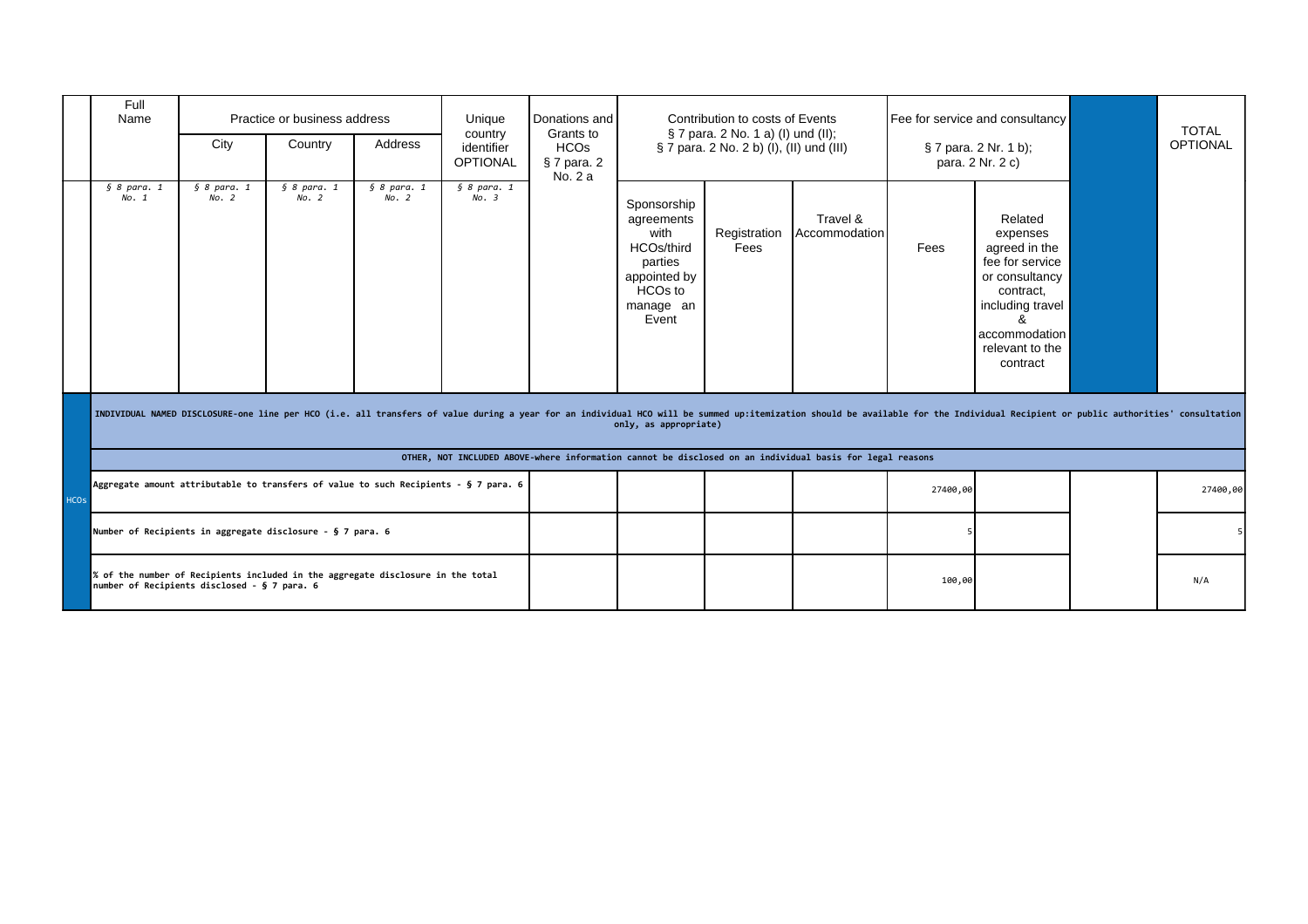| | Full Name | Practice or business address | | | Unique country identifier OPTIONAL | Donations and Grants to HCOs § 7 para. 2 No. 2 a | Contribution to costs of Events § 7 para. 2 No. 1 a) (I) und (II); § 7 para. 2 No. 2 b) (I), (II) und (III) | | | Fee for service and consultancy § 7 para. 2 Nr. 1 b); para. 2 Nr. 2 c) | | | TOTAL OPTIONAL |
|---|---|---|---|---|---|---|---|---|---|---|---|---|---|
| | | City | Country | Address | | | | | | | | | |
| | *§ 8 para. 1 No. 1* | *§ 8 para. 1 No. 2* | *§ 8 para. 1 No. 2* | *§ 8 para. 1 No. 2* | *§ 8 para. 1 No. 3* | | Sponsorship agreements with HCOs/third parties appointed by HCOs to manage an Event | Registration Fees | Travel & Accommodation | Fees | Related expenses agreed in the fee for service or consultancy contract, including travel & accommodation relevant to the contract | | |
| | **INDIVIDUAL NAMED DISCLOSURE-one line per HCO (i.e. all transfers of value during a year for an individual HCO will be summed up:itemization should be available for the Individual Recipient or public authorities' consultation only, as appropriate)** | | | | | | | | | | | | |
| | **OTHER, NOT INCLUDED ABOVE-where information cannot be disclosed on an individual basis for legal reasons** | | | | | | | | | | | | |
| HCOs | **Aggregate amount attributable to transfers of value to such Recipients - § 7 para. 6** | | | | | | | | | 27400,00 | | | 27400,00 |
| | **Number of Recipients in aggregate disclosure - § 7 para. 6** | | | | | | | | | 5 | | | 5 |
| | **% of the number of Recipients included in the aggregate disclosure in the total number of Recipients disclosed - § 7 para. 6** | | | | | | | | | 100,00 | | | N/A |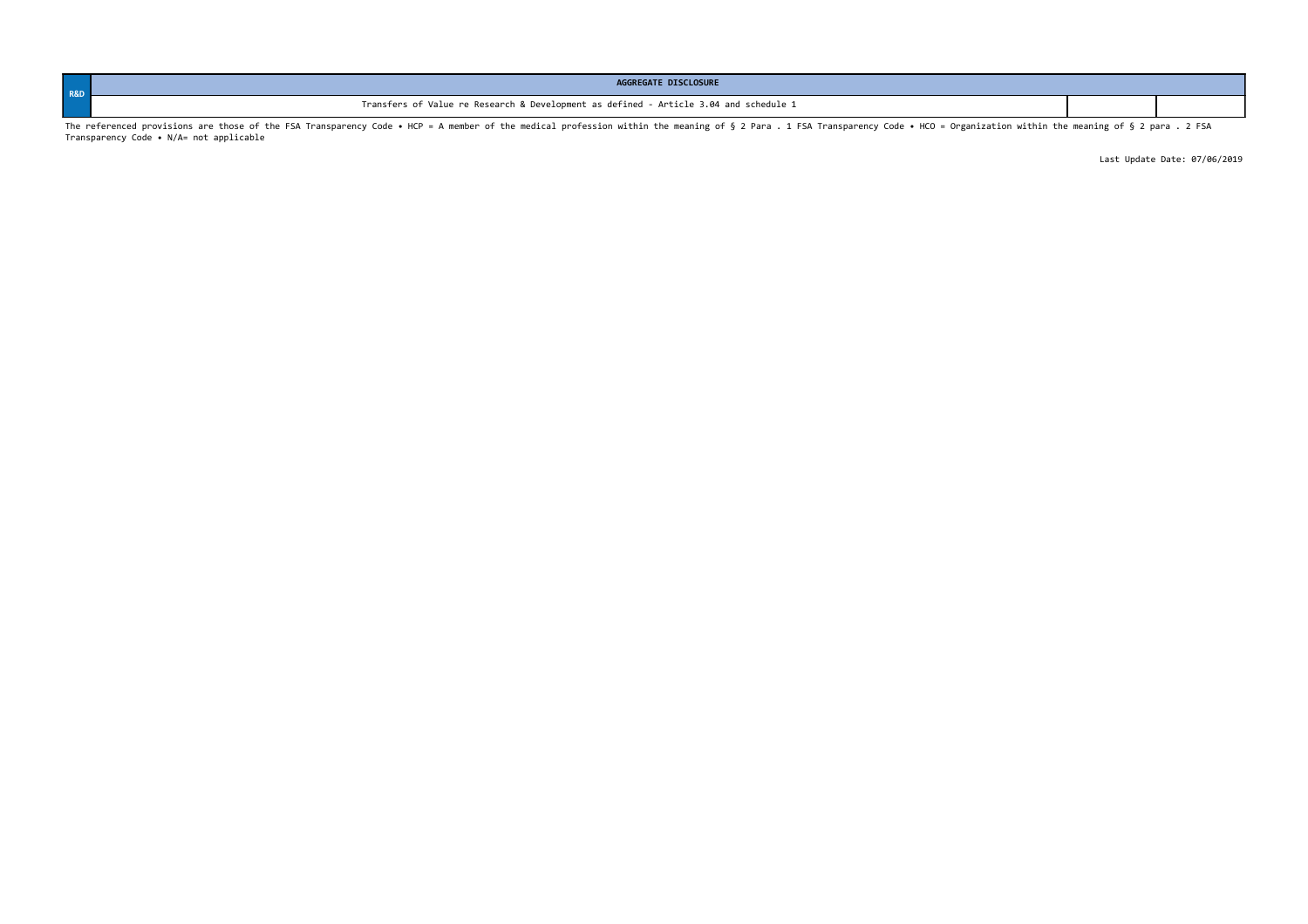| | | | |
|---|---|---|---|
| R&D | AGGREGATE DISCLOSURE | | |
| | Transfers of Value re Research & Development as defined - Article 3.04 and schedule 1 | | |

The referenced provisions are those of the FSA Transparency Code • HCP = A member of the medical profession within the meaning of § 2 Para . 1 FSA Transparency Code • HCO = Organization within the meaning of § 2 para . 2 FSA Transparency Code • N/A= not applicable

Last Update Date: 07/06/2019